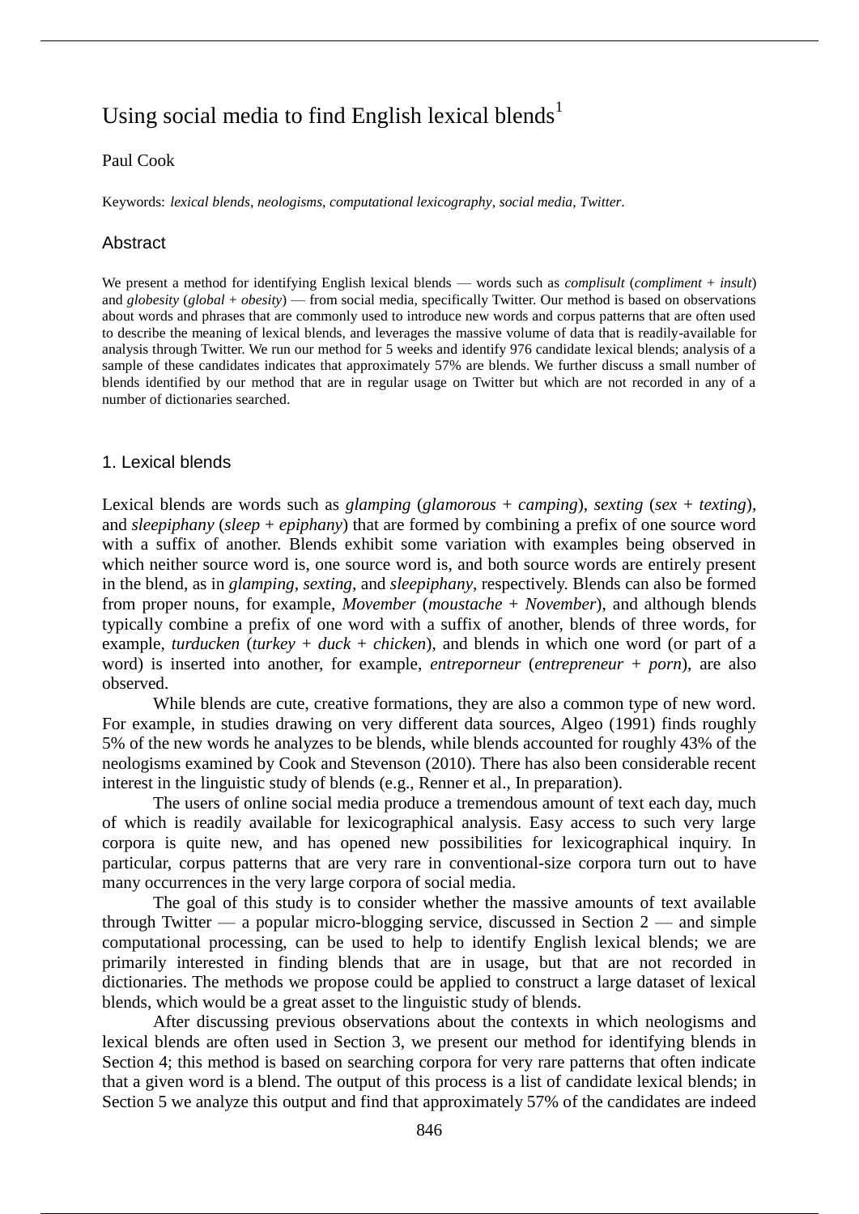# Using social media to find English lexical blends[1]

Paul Cook

Keywords: *lexical blends*, *neologisms*, *computational lexicography*, *social media*, *Twitter*.

## Abstract

We present a method for identifying English lexical blends — words such as *complisult* (*compliment* + *insult*) and *globesity* (*global* + *obesity*) — from social media, specifically Twitter. Our method is based on observations about words and phrases that are commonly used to introduce new words and corpus patterns that are often used to describe the meaning of lexical blends, and leverages the massive volume of data that is readily-available for analysis through Twitter. We run our method for 5 weeks and identify 976 candidate lexical blends; analysis of a sample of these candidates indicates that approximately 57% are blends. We further discuss a small number of blends identified by our method that are in regular usage on Twitter but which are not recorded in any of a number of dictionaries searched.

## 1. Lexical blends

Lexical blends are words such as *glamping* (*glamorous* + *camping*), *sexting* (*sex* + *texting*), and *sleepiphany* (*sleep* + *epiphany*) that are formed by combining a prefix of one source word with a suffix of another. Blends exhibit some variation with examples being observed in which neither source word is, one source word is, and both source words are entirely present in the blend, as in *glamping*, *sexting*, and *sleepiphany*, respectively. Blends can also be formed from proper nouns, for example, *Movember* (*moustache* + *November*), and although blends typically combine a prefix of one word with a suffix of another, blends of three words, for example, *turducken* (*turkey* + *duck* + *chicken*), and blends in which one word (or part of a word) is inserted into another, for example, *entreporneur* (*entrepreneur* + *porn*), are also observed.

While blends are cute, creative formations, they are also a common type of new word. For example, in studies drawing on very different data sources, Algeo (1991) finds roughly 5% of the new words he analyzes to be blends, while blends accounted for roughly 43% of the neologisms examined by Cook and Stevenson (2010). There has also been considerable recent interest in the linguistic study of blends (e.g., Renner et al., In preparation).

The users of online social media produce a tremendous amount of text each day, much of which is readily available for lexicographical analysis. Easy access to such very large corpora is quite new, and has opened new possibilities for lexicographical inquiry. In particular, corpus patterns that are very rare in conventional-size corpora turn out to have many occurrences in the very large corpora of social media.

The goal of this study is to consider whether the massive amounts of text available through Twitter — a popular micro-blogging service, discussed in Section 2 — and simple computational processing, can be used to help to identify English lexical blends; we are primarily interested in finding blends that are in usage, but that are not recorded in dictionaries. The methods we propose could be applied to construct a large dataset of lexical blends, which would be a great asset to the linguistic study of blends.

After discussing previous observations about the contexts in which neologisms and lexical blends are often used in Section 3, we present our method for identifying blends in Section 4; this method is based on searching corpora for very rare patterns that often indicate that a given word is a blend. The output of this process is a list of candidate lexical blends; in Section 5 we analyze this output and find that approximately 57% of the candidates are indeed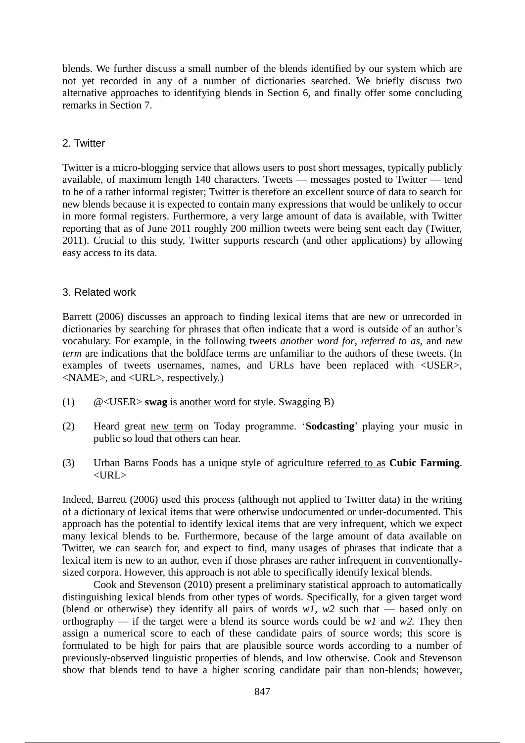blends. We further discuss a small number of the blends identified by our system which are not yet recorded in any of a number of dictionaries searched. We briefly discuss two alternative approaches to identifying blends in Section 6, and finally offer some concluding remarks in Section 7.

## 2. Twitter

Twitter is a micro-blogging service that allows users to post short messages, typically publicly available, of maximum length 140 characters. Tweets — messages posted to Twitter — tend to be of a rather informal register; Twitter is therefore an excellent source of data to search for new blends because it is expected to contain many expressions that would be unlikely to occur in more formal registers. Furthermore, a very large amount of data is available, with Twitter reporting that as of June 2011 roughly 200 million tweets were being sent each day (Twitter, 2011). Crucial to this study, Twitter supports research (and other applications) by allowing easy access to its data.

## 3. Related work

Barrett (2006) discusses an approach to finding lexical items that are new or unrecorded in dictionaries by searching for phrases that often indicate that a word is outside of an author's vocabulary. For example, in the following tweets *another word for*, *referred to as*, and *new term* are indications that the boldface terms are unfamiliar to the authors of these tweets. (In examples of tweets usernames, names, and URLs have been replaced with <USER>, <NAME>, and <URL>, respectively.)

(1) @<USER> **swag** is <u>another word for</u> style. Swagging B)

(2) Heard great <u>new term</u> on Today programme. '**Sodcasting**' playing your music in public so loud that others can hear.

(3) Urban Barns Foods has a unique style of agriculture <u>referred to as</u> **Cubic Farming**. <URL>

Indeed, Barrett (2006) used this process (although not applied to Twitter data) in the writing of a dictionary of lexical items that were otherwise undocumented or under-documented. This approach has the potential to identify lexical items that are very infrequent, which we expect many lexical blends to be. Furthermore, because of the large amount of data available on Twitter, we can search for, and expect to find, many usages of phrases that indicate that a lexical item is new to an author, even if those phrases are rather infrequent in conventionally-sized corpora. However, this approach is not able to specifically identify lexical blends.

Cook and Stevenson (2010) present a preliminary statistical approach to automatically distinguishing lexical blends from other types of words. Specifically, for a given target word (blend or otherwise) they identify all pairs of words *w1*, *w2* such that — based only on orthography — if the target were a blend its source words could be *w1* and *w2.* They then assign a numerical score to each of these candidate pairs of source words; this score is formulated to be high for pairs that are plausible source words according to a number of previously-observed linguistic properties of blends, and low otherwise. Cook and Stevenson show that blends tend to have a higher scoring candidate pair than non-blends; however,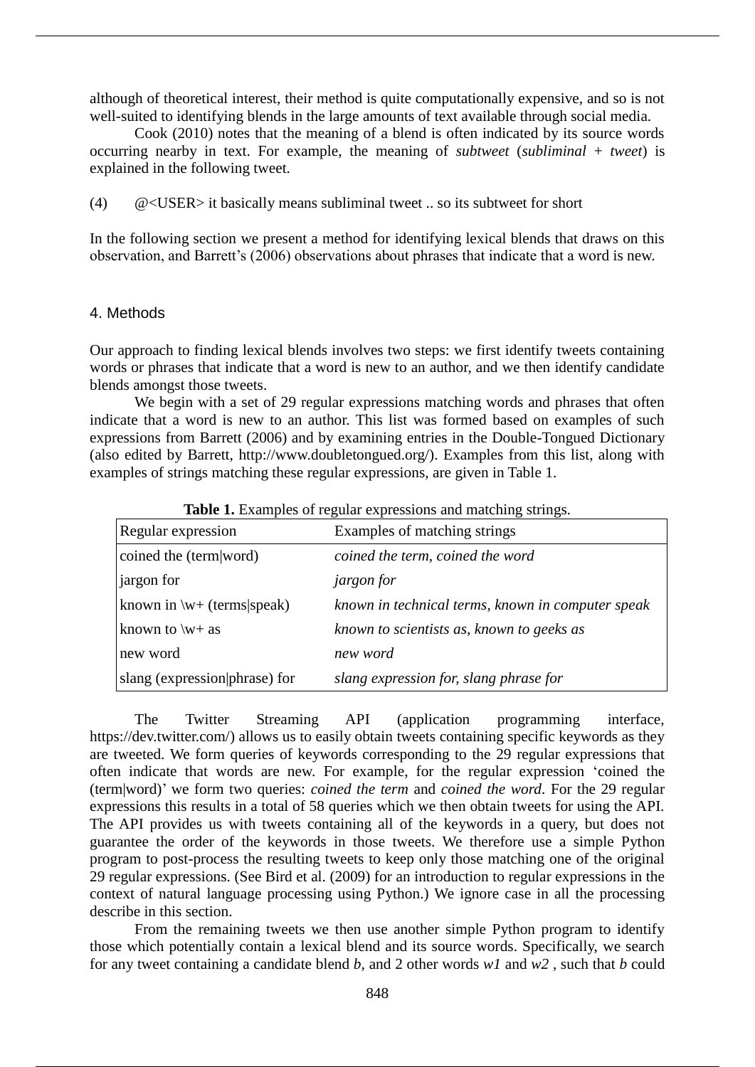although of theoretical interest, their method is quite computationally expensive, and so is not well-suited to identifying blends in the large amounts of text available through social media.

Cook (2010) notes that the meaning of a blend is often indicated by its source words occurring nearby in text. For example, the meaning of *subtweet* (*subliminal* + *tweet*) is explained in the following tweet.

(4) @<USER> it basically means subliminal tweet .. so its subtweet for short

In the following section we present a method for identifying lexical blends that draws on this observation, and Barrett's (2006) observations about phrases that indicate that a word is new.

## 4. Methods

Our approach to finding lexical blends involves two steps: we first identify tweets containing words or phrases that indicate that a word is new to an author, and we then identify candidate blends amongst those tweets.

We begin with a set of 29 regular expressions matching words and phrases that often indicate that a word is new to an author. This list was formed based on examples of such expressions from Barrett (2006) and by examining entries in the Double-Tongued Dictionary (also edited by Barrett, http://www.doubletongued.org/). Examples from this list, along with examples of strings matching these regular expressions, are given in Table 1.

**Table 1.** Examples of regular expressions and matching strings.

| Regular expression | Examples of matching strings |
|---|---|
| coined the (term\|word) | *coined the term, coined the word* |
| jargon for | *jargon for* |
| known in \w+ (terms\|speak) | *known in technical terms, known in computer speak* |
| known to \w+ as | *known to scientists as, known to geeks as* |
| new word | *new word* |
| slang (expression\|phrase) for | *slang expression for, slang phrase for* |

The Twitter Streaming API (application programming interface, https://dev.twitter.com/) allows us to easily obtain tweets containing specific keywords as they are tweeted. We form queries of keywords corresponding to the 29 regular expressions that often indicate that words are new. For example, for the regular expression 'coined the (term|word)' we form two queries: *coined the term* and *coined the word*. For the 29 regular expressions this results in a total of 58 queries which we then obtain tweets for using the API. The API provides us with tweets containing all of the keywords in a query, but does not guarantee the order of the keywords in those tweets. We therefore use a simple Python program to post-process the resulting tweets to keep only those matching one of the original 29 regular expressions. (See Bird et al. (2009) for an introduction to regular expressions in the context of natural language processing using Python.) We ignore case in all the processing describe in this section.

From the remaining tweets we then use another simple Python program to identify those which potentially contain a lexical blend and its source words. Specifically, we search for any tweet containing a candidate blend *b*, and 2 other words *w1* and *w2* , such that *b* could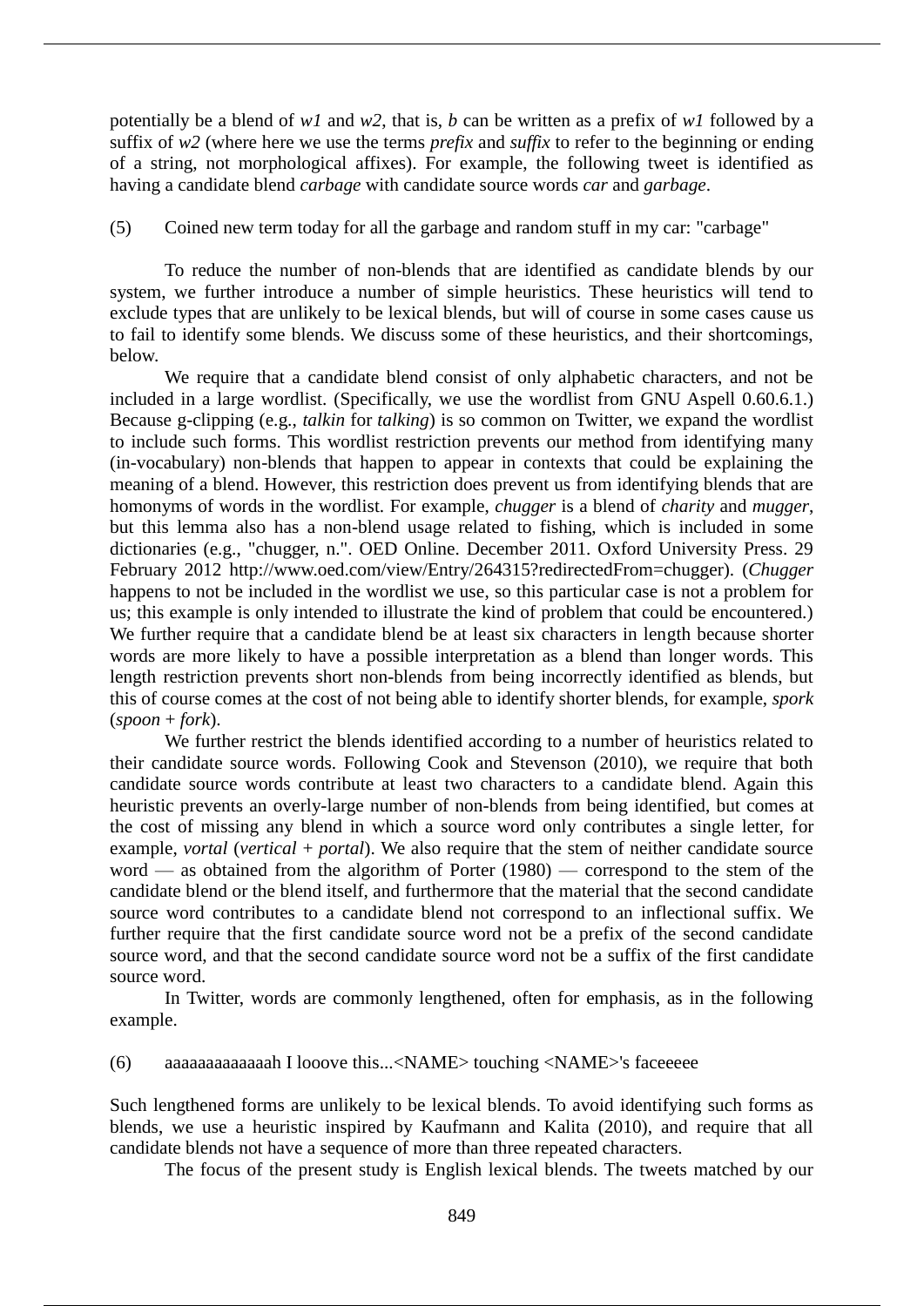potentially be a blend of *w1* and *w2*, that is, *b* can be written as a prefix of *w1* followed by a suffix of *w2* (where here we use the terms *prefix* and *suffix* to refer to the beginning or ending of a string, not morphological affixes). For example, the following tweet is identified as having a candidate blend *carbage* with candidate source words *car* and *garbage*.

(5) Coined new term today for all the garbage and random stuff in my car: "carbage"

To reduce the number of non-blends that are identified as candidate blends by our system, we further introduce a number of simple heuristics. These heuristics will tend to exclude types that are unlikely to be lexical blends, but will of course in some cases cause us to fail to identify some blends. We discuss some of these heuristics, and their shortcomings, below.

We require that a candidate blend consist of only alphabetic characters, and not be included in a large wordlist. (Specifically, we use the wordlist from GNU Aspell 0.60.6.1.) Because g-clipping (e.g., *talkin* for *talking*) is so common on Twitter, we expand the wordlist to include such forms. This wordlist restriction prevents our method from identifying many (in-vocabulary) non-blends that happen to appear in contexts that could be explaining the meaning of a blend. However, this restriction does prevent us from identifying blends that are homonyms of words in the wordlist. For example, *chugger* is a blend of *charity* and *mugger*, but this lemma also has a non-blend usage related to fishing, which is included in some dictionaries (e.g., "chugger, n.". OED Online. December 2011. Oxford University Press. 29 February 2012 http://www.oed.com/view/Entry/264315?redirectedFrom=chugger). (*Chugger* happens to not be included in the wordlist we use, so this particular case is not a problem for us; this example is only intended to illustrate the kind of problem that could be encountered.) We further require that a candidate blend be at least six characters in length because shorter words are more likely to have a possible interpretation as a blend than longer words. This length restriction prevents short non-blends from being incorrectly identified as blends, but this of course comes at the cost of not being able to identify shorter blends, for example, *spork* (*spoon* + *fork*).

We further restrict the blends identified according to a number of heuristics related to their candidate source words. Following Cook and Stevenson (2010), we require that both candidate source words contribute at least two characters to a candidate blend. Again this heuristic prevents an overly-large number of non-blends from being identified, but comes at the cost of missing any blend in which a source word only contributes a single letter, for example, *vortal* (*vertical* + *portal*). We also require that the stem of neither candidate source word — as obtained from the algorithm of Porter (1980) — correspond to the stem of the candidate blend or the blend itself, and furthermore that the material that the second candidate source word contributes to a candidate blend not correspond to an inflectional suffix. We further require that the first candidate source word not be a prefix of the second candidate source word, and that the second candidate source word not be a suffix of the first candidate source word.

In Twitter, words are commonly lengthened, often for emphasis, as in the following example.

(6) aaaaaaaaaaaaah I looove this...<NAME> touching <NAME>'s faceeeee

Such lengthened forms are unlikely to be lexical blends. To avoid identifying such forms as blends, we use a heuristic inspired by Kaufmann and Kalita (2010), and require that all candidate blends not have a sequence of more than three repeated characters.

The focus of the present study is English lexical blends. The tweets matched by our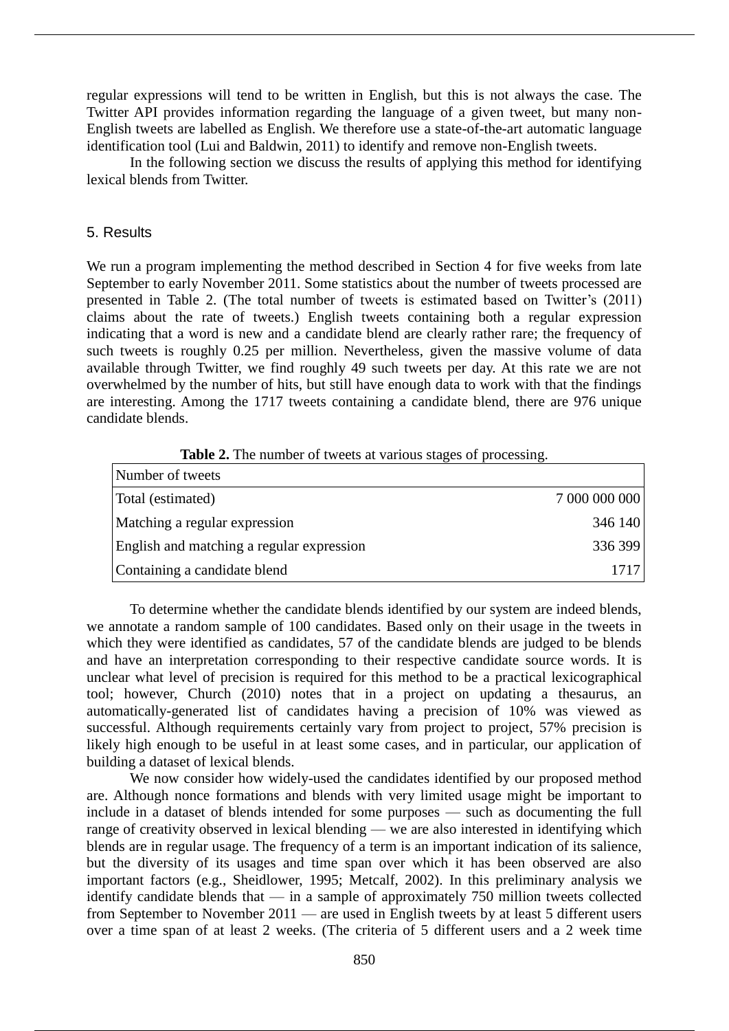regular expressions will tend to be written in English, but this is not always the case. The Twitter API provides information regarding the language of a given tweet, but many non-English tweets are labelled as English. We therefore use a state-of-the-art automatic language identification tool (Lui and Baldwin, 2011) to identify and remove non-English tweets.

In the following section we discuss the results of applying this method for identifying lexical blends from Twitter.

## 5. Results

We run a program implementing the method described in Section 4 for five weeks from late September to early November 2011. Some statistics about the number of tweets processed are presented in Table 2. (The total number of tweets is estimated based on Twitter's (2011) claims about the rate of tweets.) English tweets containing both a regular expression indicating that a word is new and a candidate blend are clearly rather rare; the frequency of such tweets is roughly 0.25 per million. Nevertheless, given the massive volume of data available through Twitter, we find roughly 49 such tweets per day. At this rate we are not overwhelmed by the number of hits, but still have enough data to work with that the findings are interesting. Among the 1717 tweets containing a candidate blend, there are 976 unique candidate blends.

**Table 2.** The number of tweets at various stages of processing.

| Number of tweets | |
|---|---|
| Total (estimated) | 7 000 000 000 |
| Matching a regular expression | 346 140 |
| English and matching a regular expression | 336 399 |
| Containing a candidate blend | 1717 |

To determine whether the candidate blends identified by our system are indeed blends, we annotate a random sample of 100 candidates. Based only on their usage in the tweets in which they were identified as candidates, 57 of the candidate blends are judged to be blends and have an interpretation corresponding to their respective candidate source words. It is unclear what level of precision is required for this method to be a practical lexicographical tool; however, Church (2010) notes that in a project on updating a thesaurus, an automatically-generated list of candidates having a precision of 10% was viewed as successful. Although requirements certainly vary from project to project, 57% precision is likely high enough to be useful in at least some cases, and in particular, our application of building a dataset of lexical blends.

We now consider how widely-used the candidates identified by our proposed method are. Although nonce formations and blends with very limited usage might be important to include in a dataset of blends intended for some purposes — such as documenting the full range of creativity observed in lexical blending — we are also interested in identifying which blends are in regular usage. The frequency of a term is an important indication of its salience, but the diversity of its usages and time span over which it has been observed are also important factors (e.g., Sheidlower, 1995; Metcalf, 2002). In this preliminary analysis we identify candidate blends that — in a sample of approximately 750 million tweets collected from September to November 2011 — are used in English tweets by at least 5 different users over a time span of at least 2 weeks. (The criteria of 5 different users and a 2 week time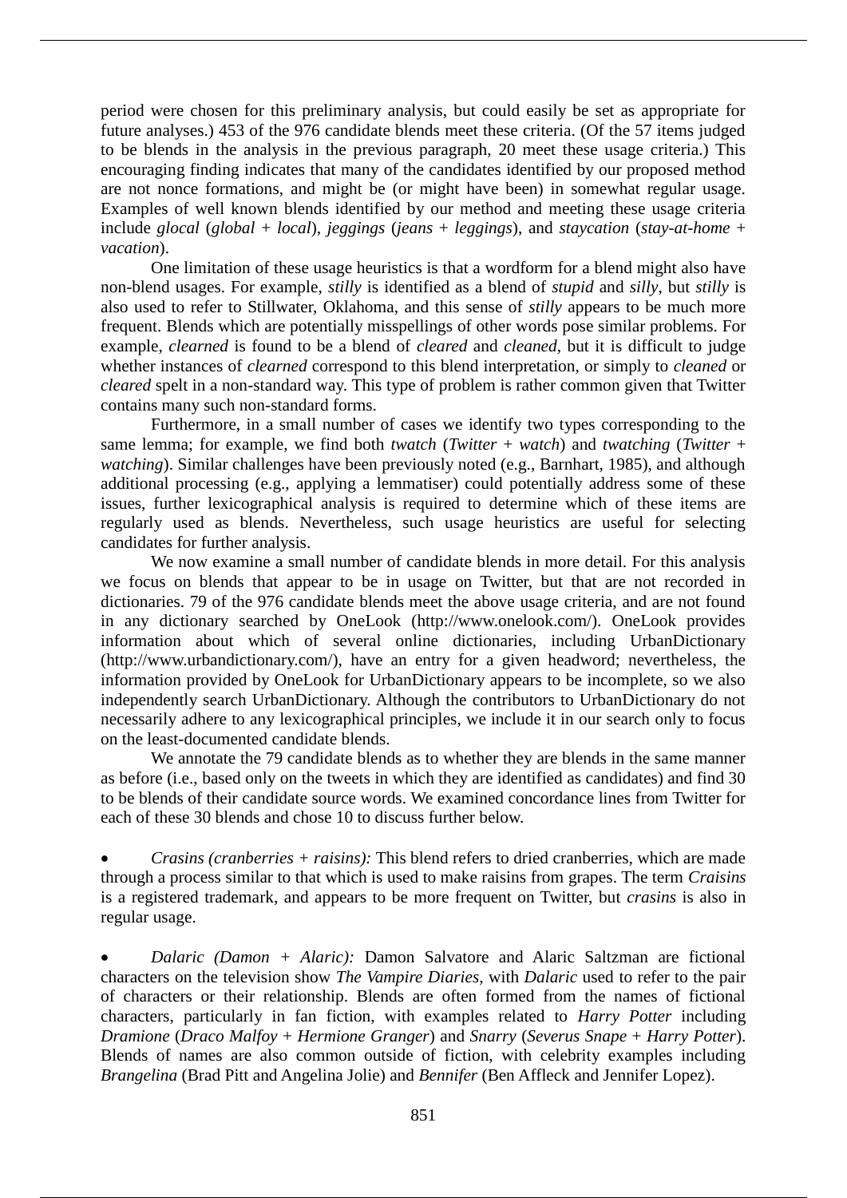period were chosen for this preliminary analysis, but could easily be set as appropriate for future analyses.) 453 of the 976 candidate blends meet these criteria. (Of the 57 items judged to be blends in the analysis in the previous paragraph, 20 meet these usage criteria.) This encouraging finding indicates that many of the candidates identified by our proposed method are not nonce formations, and might be (or might have been) in somewhat regular usage. Examples of well known blends identified by our method and meeting these usage criteria include *glocal* (*global* + *local*), *jeggings* (*jeans* + *leggings*), and *staycation* (*stay-at-home* + *vacation*).

One limitation of these usage heuristics is that a wordform for a blend might also have non-blend usages. For example, *stilly* is identified as a blend of *stupid* and *silly*, but *stilly* is also used to refer to Stillwater, Oklahoma, and this sense of *stilly* appears to be much more frequent. Blends which are potentially misspellings of other words pose similar problems. For example, *clearned* is found to be a blend of *cleared* and *cleaned*, but it is difficult to judge whether instances of *clearned* correspond to this blend interpretation, or simply to *cleaned* or *cleared* spelt in a non-standard way. This type of problem is rather common given that Twitter contains many such non-standard forms.

Furthermore, in a small number of cases we identify two types corresponding to the same lemma; for example, we find both *twatch* (*Twitter* + *watch*) and *twatching* (*Twitter* + *watching*). Similar challenges have been previously noted (e.g., Barnhart, 1985), and although additional processing (e.g., applying a lemmatiser) could potentially address some of these issues, further lexicographical analysis is required to determine which of these items are regularly used as blends. Nevertheless, such usage heuristics are useful for selecting candidates for further analysis.

We now examine a small number of candidate blends in more detail. For this analysis we focus on blends that appear to be in usage on Twitter, but that are not recorded in dictionaries. 79 of the 976 candidate blends meet the above usage criteria, and are not found in any dictionary searched by OneLook (http://www.onelook.com/). OneLook provides information about which of several online dictionaries, including UrbanDictionary (http://www.urbandictionary.com/), have an entry for a given headword; nevertheless, the information provided by OneLook for UrbanDictionary appears to be incomplete, so we also independently search UrbanDictionary. Although the contributors to UrbanDictionary do not necessarily adhere to any lexicographical principles, we include it in our search only to focus on the least-documented candidate blends.

We annotate the 79 candidate blends as to whether they are blends in the same manner as before (i.e., based only on the tweets in which they are identified as candidates) and find 30 to be blends of their candidate source words. We examined concordance lines from Twitter for each of these 30 blends and chose 10 to discuss further below.

- *Crasins (cranberries + raisins):* This blend refers to dried cranberries, which are made through a process similar to that which is used to make raisins from grapes. The term *Craisins* is a registered trademark, and appears to be more frequent on Twitter, but *crasins* is also in regular usage.

- *Dalaric (Damon + Alaric):* Damon Salvatore and Alaric Saltzman are fictional characters on the television show *The Vampire Diaries*, with *Dalaric* used to refer to the pair of characters or their relationship. Blends are often formed from the names of fictional characters, particularly in fan fiction, with examples related to *Harry Potter* including *Dramione* (*Draco Malfoy* + *Hermione Granger*) and *Snarry* (*Severus Snape* + *Harry Potter*). Blends of names are also common outside of fiction, with celebrity examples including *Brangelina* (Brad Pitt and Angelina Jolie) and *Bennifer* (Ben Affleck and Jennifer Lopez).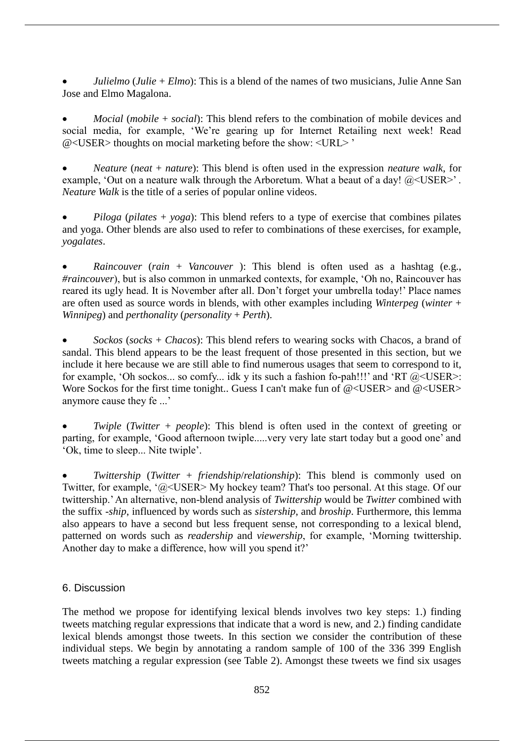- *Julielmo* (*Julie* + *Elmo*): This is a blend of the names of two musicians, Julie Anne San Jose and Elmo Magalona.

- *Mocial* (*mobile* + *social*): This blend refers to the combination of mobile devices and social media, for example, 'We're gearing up for Internet Retailing next week! Read @<USER> thoughts on mocial marketing before the show: <URL> '

- *Neature* (*neat* + *nature*): This blend is often used in the expression *neature walk*, for example, 'Out on a neature walk through the Arboretum. What a beaut of a day! @<USER>' . *Neature Walk* is the title of a series of popular online videos.

- *Piloga* (*pilates* + *yoga*): This blend refers to a type of exercise that combines pilates and yoga. Other blends are also used to refer to combinations of these exercises, for example, *yogalates*.

- *Raincouver* (*rain* + *Vancouver* ): This blend is often used as a hashtag (e.g., *#raincouver*), but is also common in unmarked contexts, for example, 'Oh no, Raincouver has reared its ugly head. It is November after all. Don't forget your umbrella today!' Place names are often used as source words in blends, with other examples including *Winterpeg* (*winter* + *Winnipeg*) and *perthonality* (*personality* + *Perth*).

- *Sockos* (*socks* + *Chacos*): This blend refers to wearing socks with Chacos, a brand of sandal. This blend appears to be the least frequent of those presented in this section, but we include it here because we are still able to find numerous usages that seem to correspond to it, for example, 'Oh sockos... so comfy... idk y its such a fashion fo-pah!!!' and 'RT @<USER>: Wore Sockos for the first time tonight.. Guess I can't make fun of @<USER> and @<USER> anymore cause they fe ...'

- *Twiple* (*Twitter* + *people*): This blend is often used in the context of greeting or parting, for example, 'Good afternoon twiple.....very very late start today but a good one' and 'Ok, time to sleep... Nite twiple'.

- *Twittership* (*Twitter* + *friendship*/*relationship*): This blend is commonly used on Twitter, for example, '@<USER> My hockey team? That's too personal. At this stage. Of our twittership.' An alternative, non-blend analysis of *Twittership* would be *Twitter* combined with the suffix *-ship*, influenced by words such as *sistership*, and *broship*. Furthermore, this lemma also appears to have a second but less frequent sense, not corresponding to a lexical blend, patterned on words such as *readership* and *viewership*, for example, 'Morning twittership. Another day to make a difference, how will you spend it?'

## 6. Discussion

The method we propose for identifying lexical blends involves two key steps: 1.) finding tweets matching regular expressions that indicate that a word is new, and 2.) finding candidate lexical blends amongst those tweets. In this section we consider the contribution of these individual steps. We begin by annotating a random sample of 100 of the 336 399 English tweets matching a regular expression (see Table 2). Amongst these tweets we find six usages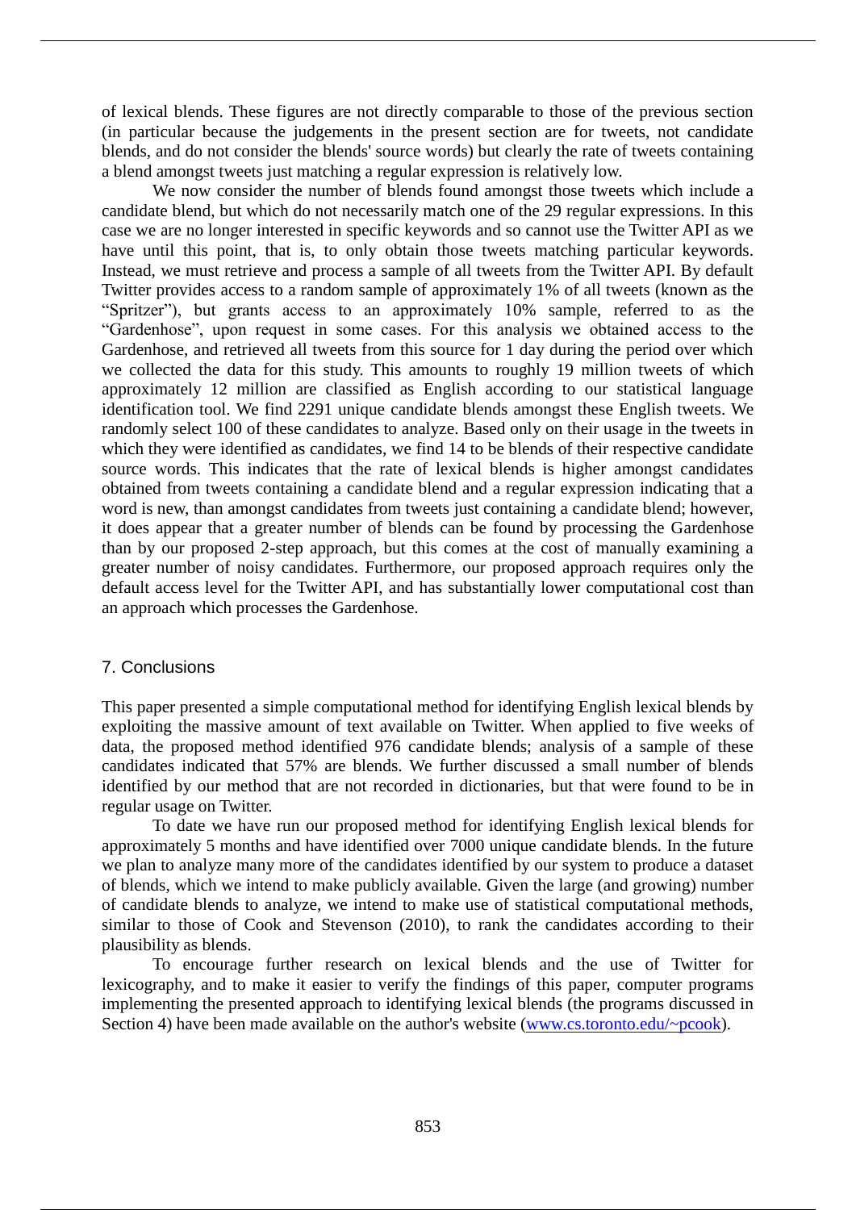of lexical blends. These figures are not directly comparable to those of the previous section (in particular because the judgements in the present section are for tweets, not candidate blends, and do not consider the blends' source words) but clearly the rate of tweets containing a blend amongst tweets just matching a regular expression is relatively low.

We now consider the number of blends found amongst those tweets which include a candidate blend, but which do not necessarily match one of the 29 regular expressions. In this case we are no longer interested in specific keywords and so cannot use the Twitter API as we have until this point, that is, to only obtain those tweets matching particular keywords. Instead, we must retrieve and process a sample of all tweets from the Twitter API. By default Twitter provides access to a random sample of approximately 1% of all tweets (known as the "Spritzer"), but grants access to an approximately 10% sample, referred to as the "Gardenhose", upon request in some cases. For this analysis we obtained access to the Gardenhose, and retrieved all tweets from this source for 1 day during the period over which we collected the data for this study. This amounts to roughly 19 million tweets of which approximately 12 million are classified as English according to our statistical language identification tool. We find 2291 unique candidate blends amongst these English tweets. We randomly select 100 of these candidates to analyze. Based only on their usage in the tweets in which they were identified as candidates, we find 14 to be blends of their respective candidate source words. This indicates that the rate of lexical blends is higher amongst candidates obtained from tweets containing a candidate blend and a regular expression indicating that a word is new, than amongst candidates from tweets just containing a candidate blend; however, it does appear that a greater number of blends can be found by processing the Gardenhose than by our proposed 2-step approach, but this comes at the cost of manually examining a greater number of noisy candidates. Furthermore, our proposed approach requires only the default access level for the Twitter API, and has substantially lower computational cost than an approach which processes the Gardenhose.

## 7. Conclusions

This paper presented a simple computational method for identifying English lexical blends by exploiting the massive amount of text available on Twitter. When applied to five weeks of data, the proposed method identified 976 candidate blends; analysis of a sample of these candidates indicated that 57% are blends. We further discussed a small number of blends identified by our method that are not recorded in dictionaries, but that were found to be in regular usage on Twitter.

To date we have run our proposed method for identifying English lexical blends for approximately 5 months and have identified over 7000 unique candidate blends. In the future we plan to analyze many more of the candidates identified by our system to produce a dataset of blends, which we intend to make publicly available. Given the large (and growing) number of candidate blends to analyze, we intend to make use of statistical computational methods, similar to those of Cook and Stevenson (2010), to rank the candidates according to their plausibility as blends.

To encourage further research on lexical blends and the use of Twitter for lexicography, and to make it easier to verify the findings of this paper, computer programs implementing the presented approach to identifying lexical blends (the programs discussed in Section 4) have been made available on the author's website (www.cs.toronto.edu/~pcook).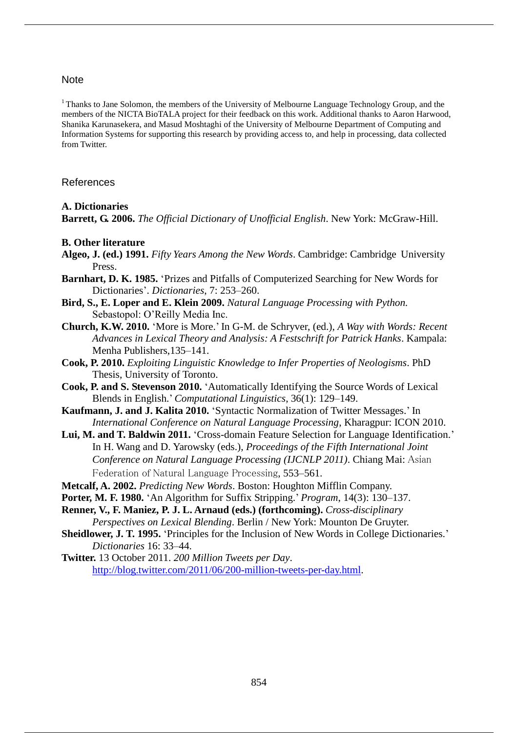## Note

[1] Thanks to Jane Solomon, the members of the University of Melbourne Language Technology Group, and the members of the NICTA BioTALA project for their feedback on this work. Additional thanks to Aaron Harwood, Shanika Karunasekera, and Masud Moshtaghi of the University of Melbourne Department of Computing and Information Systems for supporting this research by providing access to, and help in processing, data collected from Twitter.

## References

**A. Dictionaries**

**Barrett, G. 2006.** *The Official Dictionary of Unofficial English*. New York: McGraw-Hill.

**B. Other literature**

**Algeo, J. (ed.) 1991.** *Fifty Years Among the New Words*. Cambridge: Cambridge University Press.

**Barnhart, D. K. 1985.** 'Prizes and Pitfalls of Computerized Searching for New Words for Dictionaries'. *Dictionaries*, 7: 253–260.

**Bird, S., E. Loper and E. Klein 2009.** *Natural Language Processing with Python.* Sebastopol: O'Reilly Media Inc.

**Church, K.W. 2010.** 'More is More.' In G-M. de Schryver, (ed.), *A Way with Words: Recent Advances in Lexical Theory and Analysis: A Festschrift for Patrick Hanks*. Kampala: Menha Publishers,135–141.

**Cook, P. 2010.** *Exploiting Linguistic Knowledge to Infer Properties of Neologisms*. PhD Thesis, University of Toronto.

**Cook, P. and S. Stevenson 2010.** 'Automatically Identifying the Source Words of Lexical Blends in English.' *Computational Linguistics*, 36(1): 129–149.

**Kaufmann, J. and J. Kalita 2010.** 'Syntactic Normalization of Twitter Messages.' In *International Conference on Natural Language Processing*, Kharagpur: ICON 2010.

**Lui, M. and T. Baldwin 2011.** 'Cross-domain Feature Selection for Language Identification.' In H. Wang and D. Yarowsky (eds.), *Proceedings of the Fifth International Joint Conference on Natural Language Processing (IJCNLP 2011)*. Chiang Mai: Asian Federation of Natural Language Processing, 553–561.

**Metcalf, A. 2002.** *Predicting New Words*. Boston: Houghton Mifflin Company.

**Porter, M. F. 1980.** 'An Algorithm for Suffix Stripping.' *Program*, 14(3): 130–137.

**Renner, V., F. Maniez, P. J. L. Arnaud (eds.) (forthcoming).** *Cross-disciplinary Perspectives on Lexical Blending*. Berlin / New York: Mounton De Gruyter.

**Sheidlower, J. T. 1995.** 'Principles for the Inclusion of New Words in College Dictionaries.' *Dictionaries* 16: 33–44.

**Twitter.** 13 October 2011. *200 Million Tweets per Day*. http://blog.twitter.com/2011/06/200-million-tweets-per-day.html.